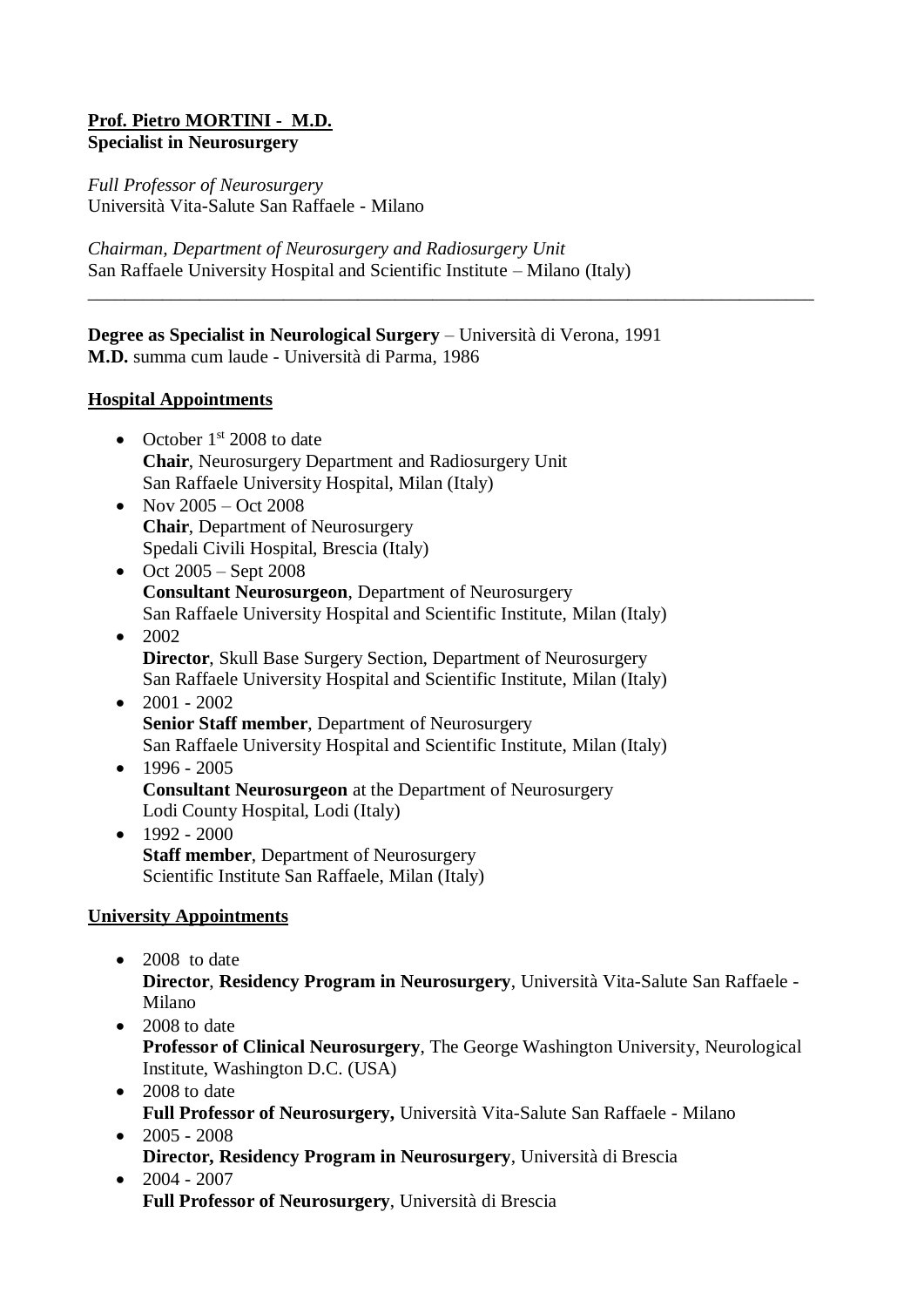**Prof. Pietro MORTINI - M.D.**
**Specialist in Neurosurgery**

*Full Professor of Neurosurgery*
Università Vita-Salute San Raffaele - Milano

*Chairman, Department of Neurosurgery and Radiosurgery Unit*
San Raffaele University Hospital and Scientific Institute – Milano (Italy)

---

**Degree as Specialist in Neurological Surgery** – Università di Verona, 1991
**M.D.** summa cum laude - Università di Parma, 1986

## Hospital Appointments

- October 1st 2008 to date
  **Chair**, Neurosurgery Department and Radiosurgery Unit
  San Raffaele University Hospital, Milan (Italy)
- Nov 2005 – Oct 2008
  **Chair**, Department of Neurosurgery
  Spedali Civili Hospital, Brescia (Italy)
- Oct 2005 – Sept 2008
  **Consultant Neurosurgeon**, Department of Neurosurgery
  San Raffaele University Hospital and Scientific Institute, Milan (Italy)
- 2002
  **Director**, Skull Base Surgery Section, Department of Neurosurgery
  San Raffaele University Hospital and Scientific Institute, Milan (Italy)
- 2001 - 2002
  **Senior Staff member**, Department of Neurosurgery
  San Raffaele University Hospital and Scientific Institute, Milan (Italy)
- 1996 - 2005
  **Consultant Neurosurgeon** at the Department of Neurosurgery
  Lodi County Hospital, Lodi (Italy)
- 1992 - 2000
  **Staff member**, Department of Neurosurgery
  Scientific Institute San Raffaele, Milan (Italy)

## University Appointments

- 2008 to date
  **Director**, **Residency Program in Neurosurgery**, Università Vita-Salute San Raffaele - Milano
- 2008 to date
  **Professor of Clinical Neurosurgery**, The George Washington University, Neurological Institute, Washington D.C. (USA)
- 2008 to date
  **Full Professor of Neurosurgery,** Università Vita-Salute San Raffaele - Milano
- 2005 - 2008
  **Director, Residency Program in Neurosurgery**, Università di Brescia
- 2004 - 2007
  **Full Professor of Neurosurgery**, Università di Brescia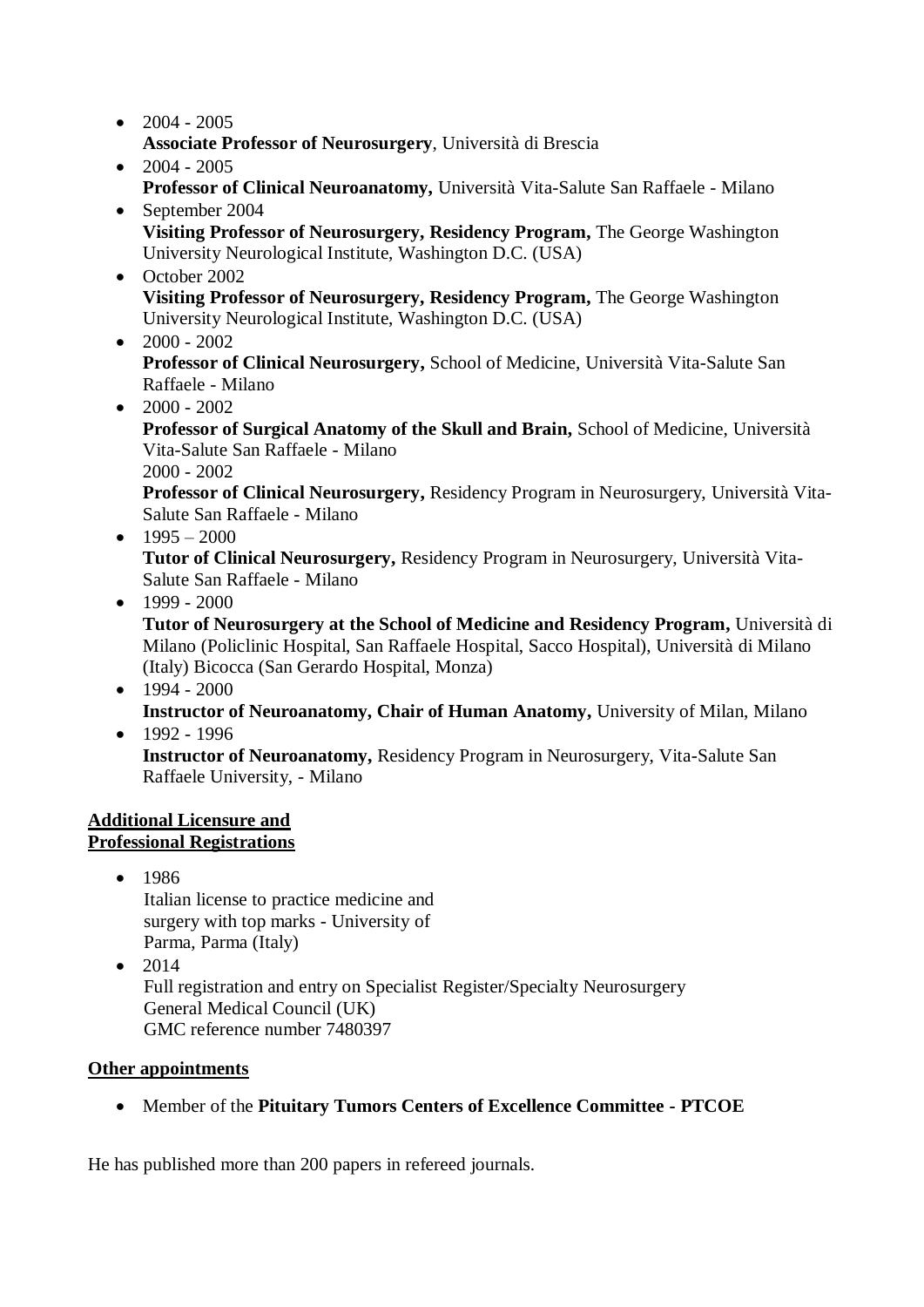- 2004 - 2005
  **Associate Professor of Neurosurgery**, Università di Brescia
- 2004 - 2005
  **Professor of Clinical Neuroanatomy,** Università Vita-Salute San Raffaele - Milano
- September 2004
  **Visiting Professor of Neurosurgery, Residency Program,** The George Washington University Neurological Institute, Washington D.C. (USA)
- October 2002
  **Visiting Professor of Neurosurgery, Residency Program,** The George Washington University Neurological Institute, Washington D.C. (USA)
- 2000 - 2002
  **Professor of Clinical Neurosurgery,** School of Medicine, Università Vita-Salute San Raffaele - Milano
- 2000 - 2002
  **Professor of Surgical Anatomy of the Skull and Brain,** School of Medicine, Università Vita-Salute San Raffaele - Milano
  2000 - 2002
  **Professor of Clinical Neurosurgery,** Residency Program in Neurosurgery, Università Vita-Salute San Raffaele - Milano
- 1995 – 2000
  **Tutor of Clinical Neurosurgery,** Residency Program in Neurosurgery, Università Vita-Salute San Raffaele - Milano
- 1999 - 2000
  **Tutor of Neurosurgery at the School of Medicine and Residency Program,** Università di Milano (Policlinic Hospital, San Raffaele Hospital, Sacco Hospital), Università di Milano (Italy) Bicocca (San Gerardo Hospital, Monza)
- 1994 - 2000
  **Instructor of Neuroanatomy, Chair of Human Anatomy,** University of Milan, Milano
- 1992 - 1996
  **Instructor of Neuroanatomy,** Residency Program in Neurosurgery, Vita-Salute San Raffaele University, - Milano

**Additional Licensure and Professional Registrations**

- 1986
  Italian license to practice medicine and surgery with top marks - University of Parma, Parma (Italy)
- 2014
  Full registration and entry on Specialist Register/Specialty Neurosurgery
  General Medical Council (UK)
  GMC reference number 7480397

**Other appointments**

- Member of the **Pituitary Tumors Centers of Excellence Committee - PTCOE**

He has published more than 200 papers in refereed journals.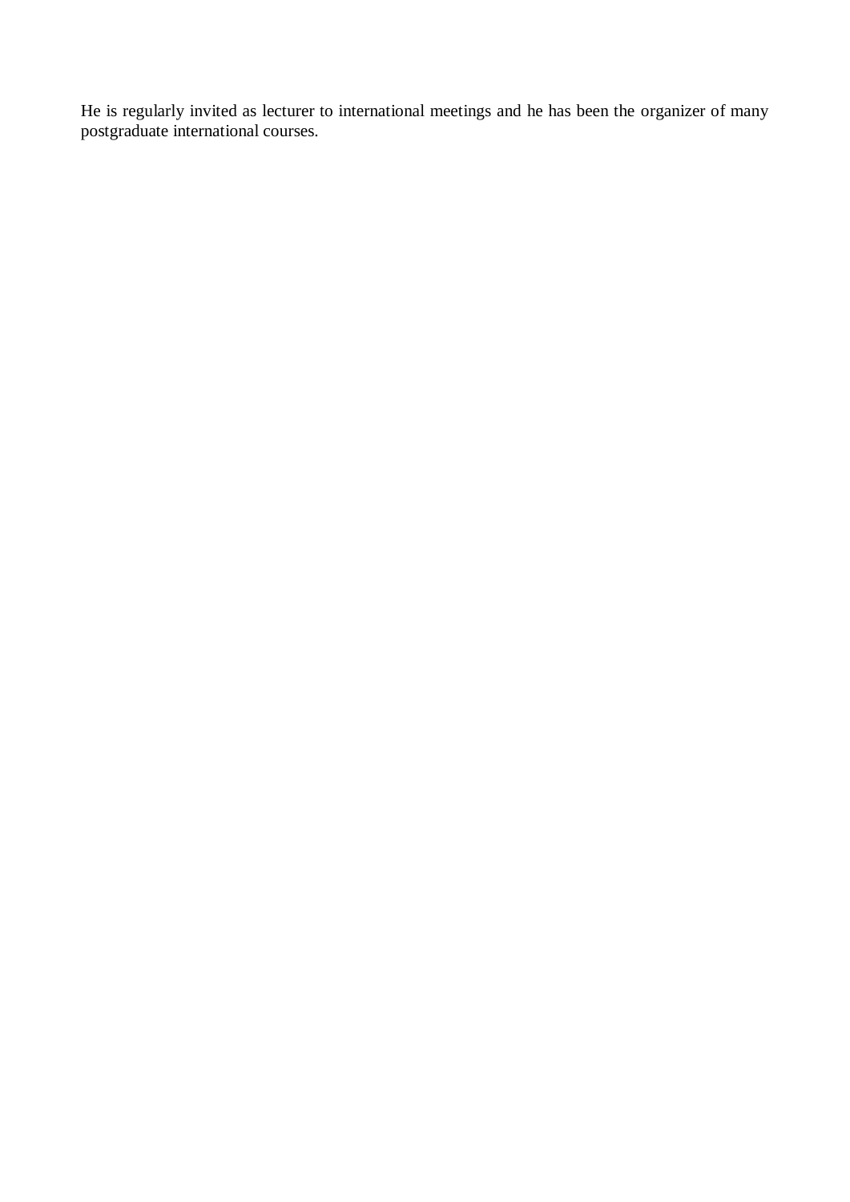He is regularly invited as lecturer to international meetings and he has been the organizer of many postgraduate international courses.